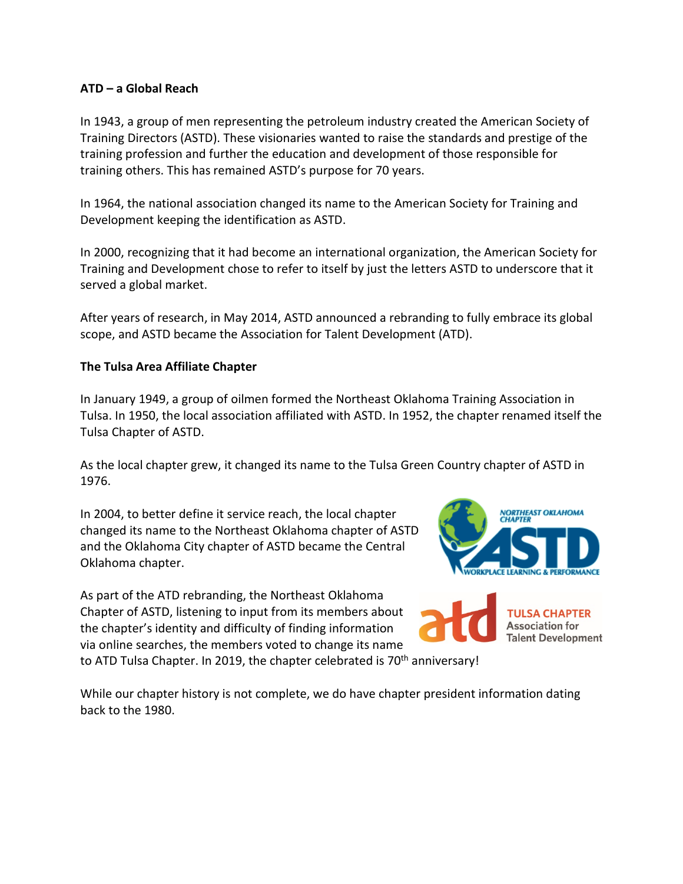**ATD – a Global Reach**

In 1943, a group of men representing the petroleum industry created the American Society of Training Directors (ASTD). These visionaries wanted to raise the standards and prestige of the training profession and further the education and development of those responsible for training others. This has remained ASTD's purpose for 70 years.

In 1964, the national association changed its name to the American Society for Training and Development keeping the identification as ASTD.

In 2000, recognizing that it had become an international organization, the American Society for Training and Development chose to refer to itself by just the letters ASTD to underscore that it served a global market.

After years of research, in May 2014, ASTD announced a rebranding to fully embrace its global scope, and ASTD became the Association for Talent Development (ATD).

**The Tulsa Area Affiliate Chapter**

In January 1949, a group of oilmen formed the Northeast Oklahoma Training Association in Tulsa. In 1950, the local association affiliated with ASTD. In 1952, the chapter renamed itself the Tulsa Chapter of ASTD.

As the local chapter grew, it changed its name to the Tulsa Green Country chapter of ASTD in 1976.

In 2004, to better define it service reach, the local chapter changed its name to the Northeast Oklahoma chapter of ASTD and the Oklahoma City chapter of ASTD became the Central Oklahoma chapter.

As part of the ATD rebranding, the Northeast Oklahoma Chapter of ASTD, listening to input from its members about the chapter's identity and difficulty of finding information via online searches, the members voted to change its name to ATD Tulsa Chapter. In 2019, the chapter celebrated is 70th anniversary!

While our chapter history is not complete, we do have chapter president information dating back to the 1980.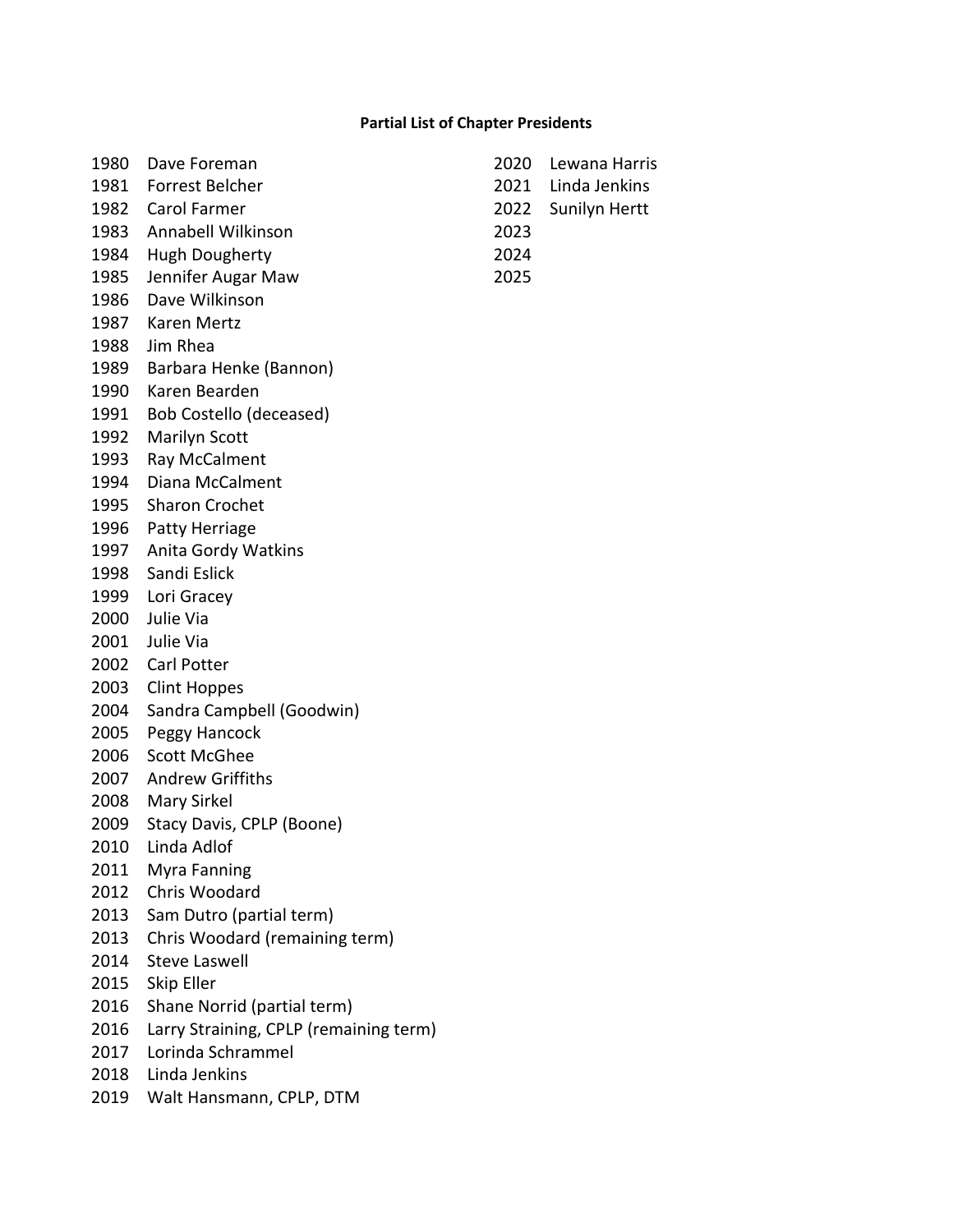**Partial List of Chapter Presidents**

1980 Dave Foreman
1981 Forrest Belcher
1982 Carol Farmer
1983 Annabell Wilkinson
1984 Hugh Dougherty
1985 Jennifer Augar Maw
1986 Dave Wilkinson
1987 Karen Mertz
1988 Jim Rhea
1989 Barbara Henke (Bannon)
1990 Karen Bearden
1991 Bob Costello (deceased)
1992 Marilyn Scott
1993 Ray McCalment
1994 Diana McCalment
1995 Sharon Crochet
1996 Patty Herriage
1997 Anita Gordy Watkins
1998 Sandi Eslick
1999 Lori Gracey
2000 Julie Via
2001 Julie Via
2002 Carl Potter
2003 Clint Hoppes
2004 Sandra Campbell (Goodwin)
2005 Peggy Hancock
2006 Scott McGhee
2007 Andrew Griffiths
2008 Mary Sirkel
2009 Stacy Davis, CPLP (Boone)
2010 Linda Adlof
2011 Myra Fanning
2012 Chris Woodard
2013 Sam Dutro (partial term)
2013 Chris Woodard (remaining term)
2014 Steve Laswell
2015 Skip Eller
2016 Shane Norrid (partial term)
2016 Larry Straining, CPLP (remaining term)
2017 Lorinda Schrammel
2018 Linda Jenkins
2019 Walt Hansmann, CPLP, DTM
2020 Lewana Harris
2021 Linda Jenkins
2022 Sunilyn Hertt
2023
2024
2025